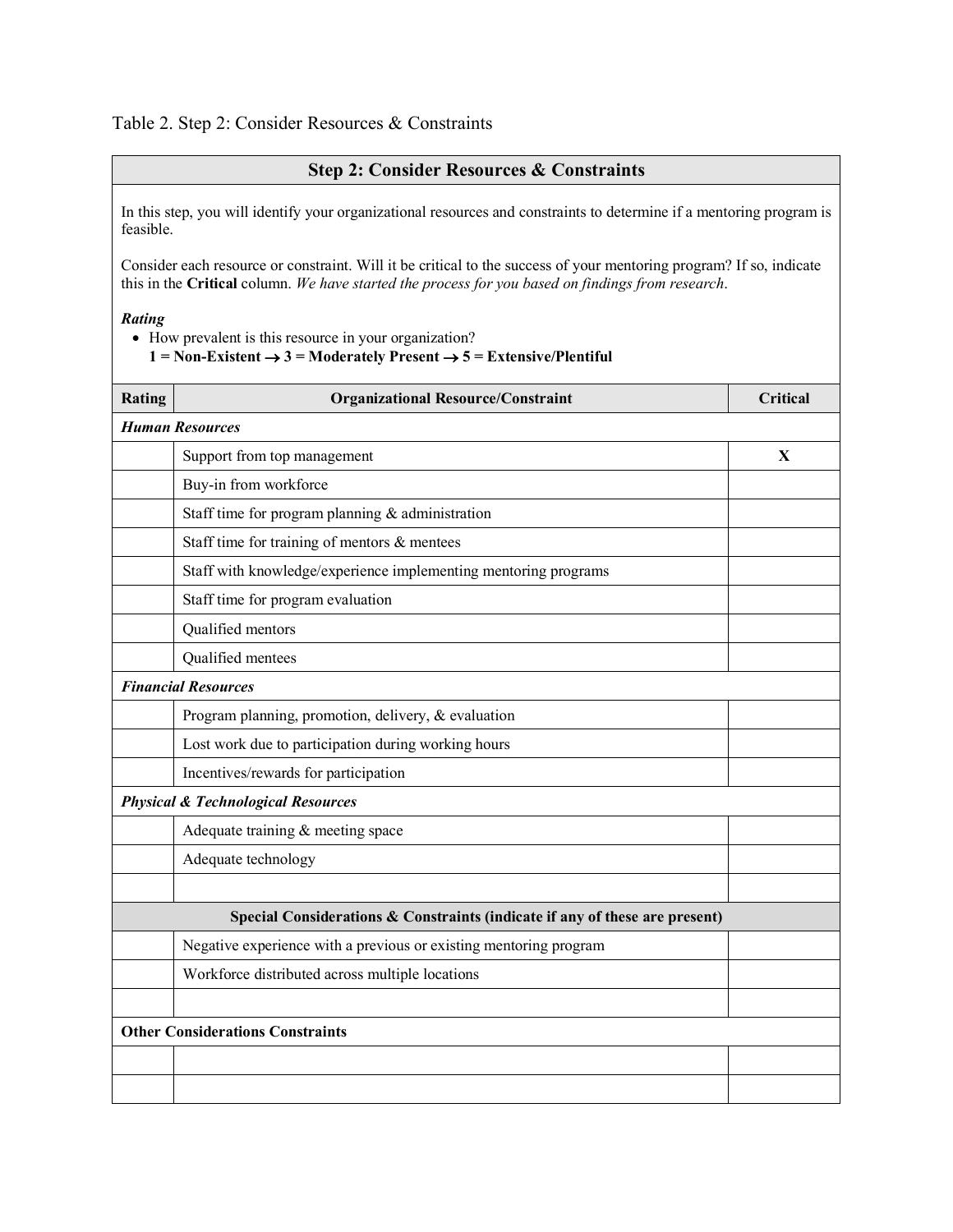Table 2. Step 2: Consider Resources & Constraints

## Step 2: Consider Resources & Constraints

In this step, you will identify your organizational resources and constraints to determine if a mentoring program is feasible.

Consider each resource or constraint. Will it be critical to the success of your mentoring program? If so, indicate this in the **Critical** column. *We have started the process for you based on findings from research*.

***Rating***

- How prevalent is this resource in your organization?
  **1 = Non-Existent → 3 = Moderately Present → 5 = Extensive/Plentiful**

| Rating | Organizational Resource/Constraint | Critical |
|---|---|---|
| ***Human Resources*** | | |
| | Support from top management | **X** |
| | Buy-in from workforce | |
| | Staff time for program planning & administration | |
| | Staff time for training of mentors & mentees | |
| | Staff with knowledge/experience implementing mentoring programs | |
| | Staff time for program evaluation | |
| | Qualified mentors | |
| | Qualified mentees | |
| ***Financial Resources*** | | |
| | Program planning, promotion, delivery, & evaluation | |
| | Lost work due to participation during working hours | |
| | Incentives/rewards for participation | |
| ***Physical & Technological Resources*** | | |
| | Adequate training & meeting space | |
| | Adequate technology | |
| | | |
| **Special Considerations & Constraints (indicate if any of these are present)** | | |
| | Negative experience with a previous or existing mentoring program | |
| | Workforce distributed across multiple locations | |
| | | |
| **Other Considerations Constraints** | | |
| | | |
| | | |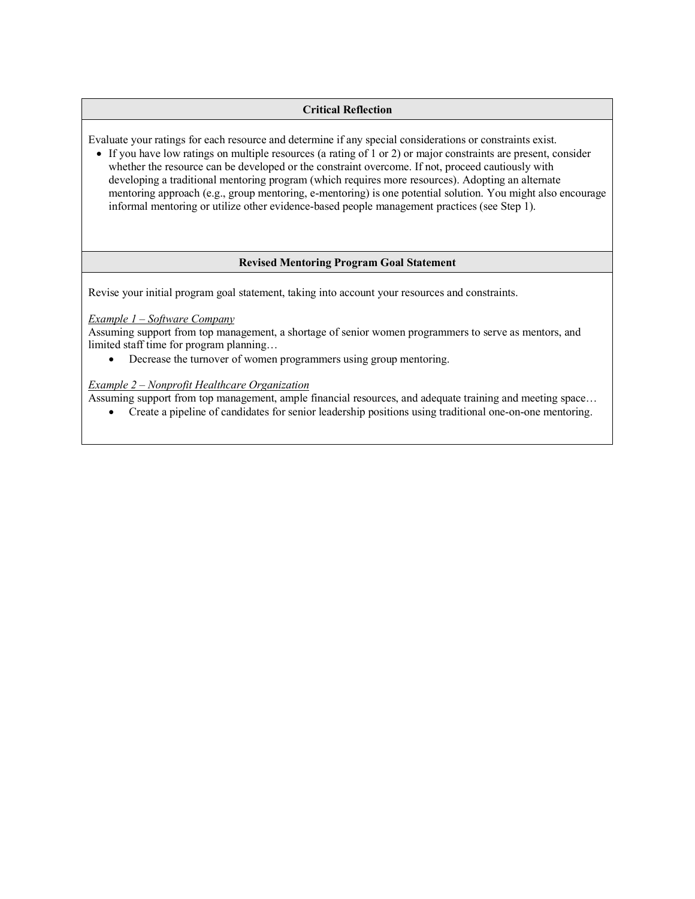**Critical Reflection**

Evaluate your ratings for each resource and determine if any special considerations or constraints exist.

- If you have low ratings on multiple resources (a rating of 1 or 2) or major constraints are present, consider whether the resource can be developed or the constraint overcome. If not, proceed cautiously with developing a traditional mentoring program (which requires more resources). Adopting an alternate mentoring approach (e.g., group mentoring, e-mentoring) is one potential solution. You might also encourage informal mentoring or utilize other evidence-based people management practices (see Step 1).

**Revised Mentoring Program Goal Statement**

Revise your initial program goal statement, taking into account your resources and constraints.

*Example 1 – Software Company*

Assuming support from top management, a shortage of senior women programmers to serve as mentors, and limited staff time for program planning…

- Decrease the turnover of women programmers using group mentoring.

*Example 2 – Nonprofit Healthcare Organization*

Assuming support from top management, ample financial resources, and adequate training and meeting space…

- Create a pipeline of candidates for senior leadership positions using traditional one-on-one mentoring.